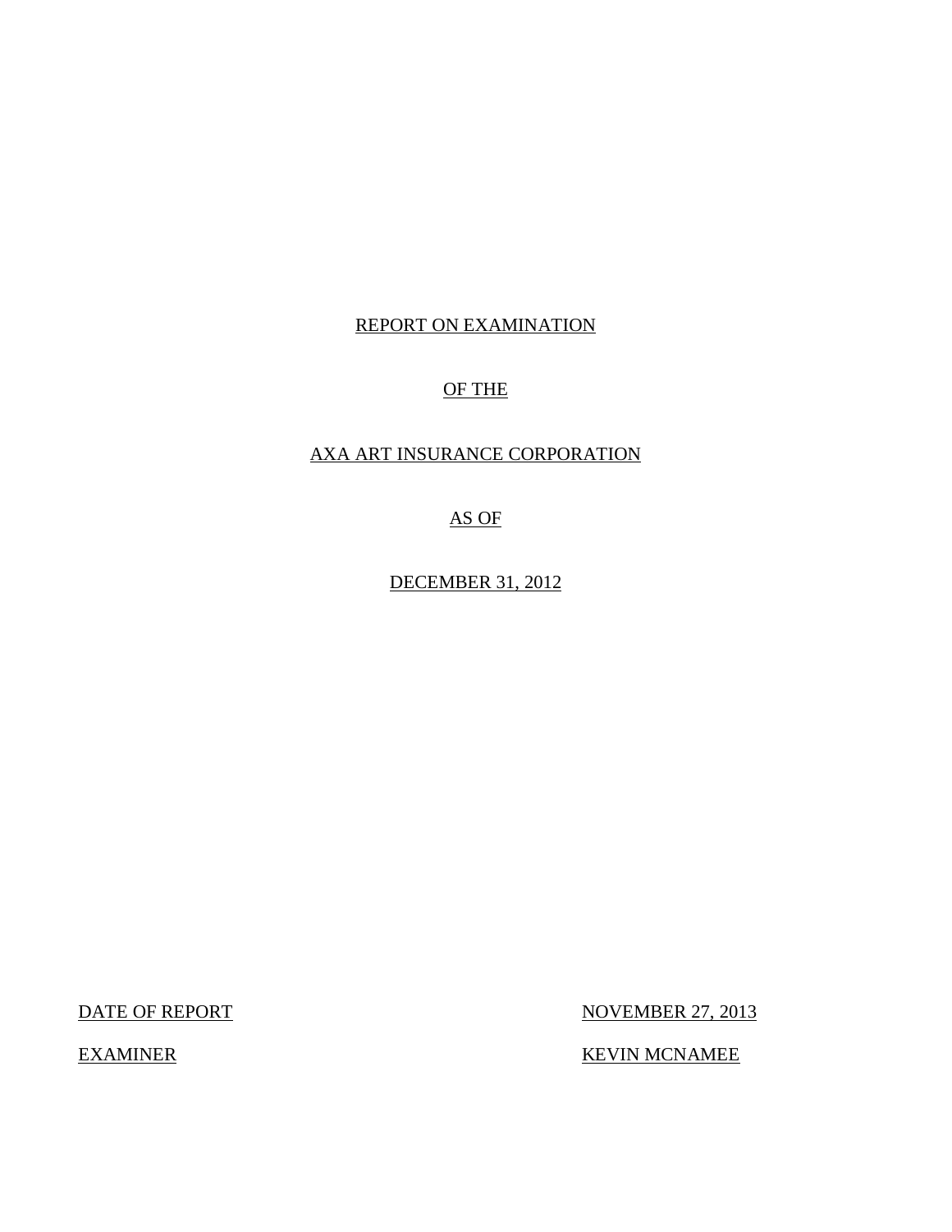REPORT ON EXAMINATION

OF THE

AXA ART INSURANCE CORPORATION

AS OF

DECEMBER 31, 2012

| | |
|---|---|
| DATE OF REPORT | NOVEMBER 27, 2013 |
| EXAMINER | KEVIN MCNAMEE |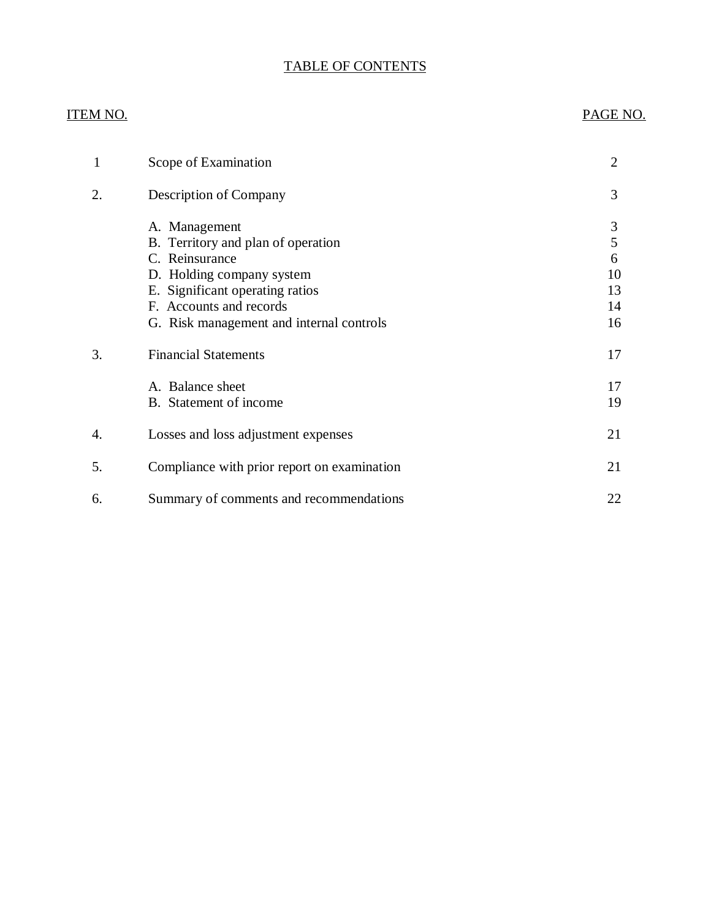# TABLE OF CONTENTS

| ITEM NO. | | PAGE NO. |
|---|---|---|
| 1 | Scope of Examination | 2 |
| 2. | Description of Company | 3 |
| | A. Management | 3 |
| | B. Territory and plan of operation | 5 |
| | C. Reinsurance | 6 |
| | D. Holding company system | 10 |
| | E. Significant operating ratios | 13 |
| | F. Accounts and records | 14 |
| | G. Risk management and internal controls | 16 |
| 3. | Financial Statements | 17 |
| | A. Balance sheet | 17 |
| | B. Statement of income | 19 |
| 4. | Losses and loss adjustment expenses | 21 |
| 5. | Compliance with prior report on examination | 21 |
| 6. | Summary of comments and recommendations | 22 |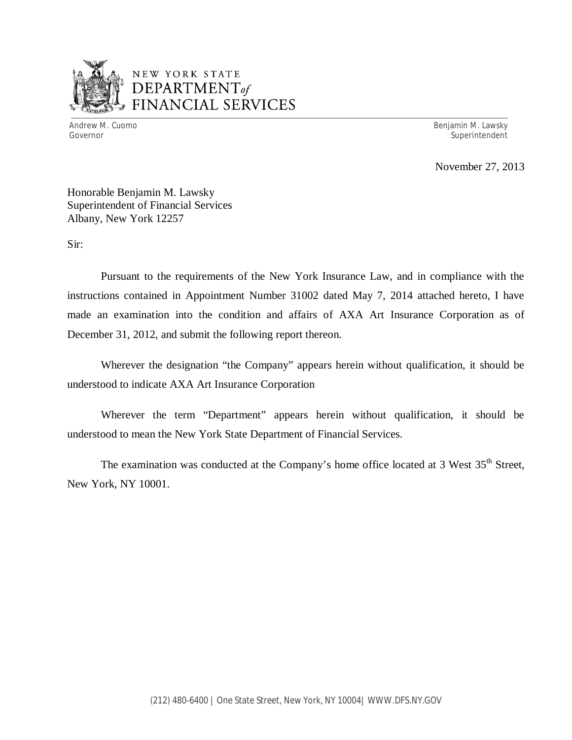NEW YORK STATE
DEPARTMENT *of* FINANCIAL SERVICES

Andrew M. Cuomo
Governor

Benjamin M. Lawsky
Superintendent

November 27, 2013

Honorable Benjamin M. Lawsky
Superintendent of Financial Services
Albany, New York 12257

Sir:

Pursuant to the requirements of the New York Insurance Law, and in compliance with the instructions contained in Appointment Number 31002 dated May 7, 2014 attached hereto, I have made an examination into the condition and affairs of AXA Art Insurance Corporation as of December 31, 2012, and submit the following report thereon.

Wherever the designation "the Company" appears herein without qualification, it should be understood to indicate AXA Art Insurance Corporation

Wherever the term "Department" appears herein without qualification, it should be understood to mean the New York State Department of Financial Services.

The examination was conducted at the Company's home office located at 3 West 35th Street, New York, NY 10001.

(212) 480-6400 | One State Street, New York, NY 10004| WWW.DFS.NY.GOV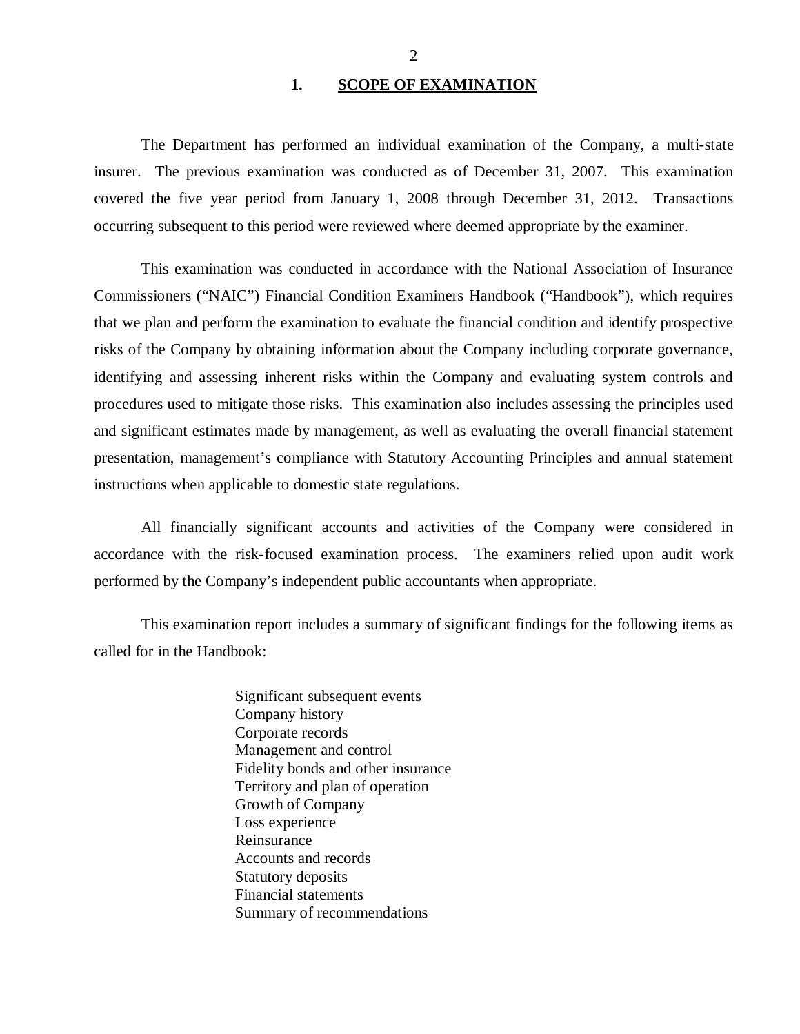## 1. SCOPE OF EXAMINATION

The Department has performed an individual examination of the Company, a multi-state insurer. The previous examination was conducted as of December 31, 2007. This examination covered the five year period from January 1, 2008 through December 31, 2012. Transactions occurring subsequent to this period were reviewed where deemed appropriate by the examiner.

This examination was conducted in accordance with the National Association of Insurance Commissioners ("NAIC") Financial Condition Examiners Handbook ("Handbook"), which requires that we plan and perform the examination to evaluate the financial condition and identify prospective risks of the Company by obtaining information about the Company including corporate governance, identifying and assessing inherent risks within the Company and evaluating system controls and procedures used to mitigate those risks. This examination also includes assessing the principles used and significant estimates made by management, as well as evaluating the overall financial statement presentation, management's compliance with Statutory Accounting Principles and annual statement instructions when applicable to domestic state regulations.

All financially significant accounts and activities of the Company were considered in accordance with the risk-focused examination process. The examiners relied upon audit work performed by the Company's independent public accountants when appropriate.

This examination report includes a summary of significant findings for the following items as called for in the Handbook:

- Significant subsequent events
- Company history
- Corporate records
- Management and control
- Fidelity bonds and other insurance
- Territory and plan of operation
- Growth of Company
- Loss experience
- Reinsurance
- Accounts and records
- Statutory deposits
- Financial statements
- Summary of recommendations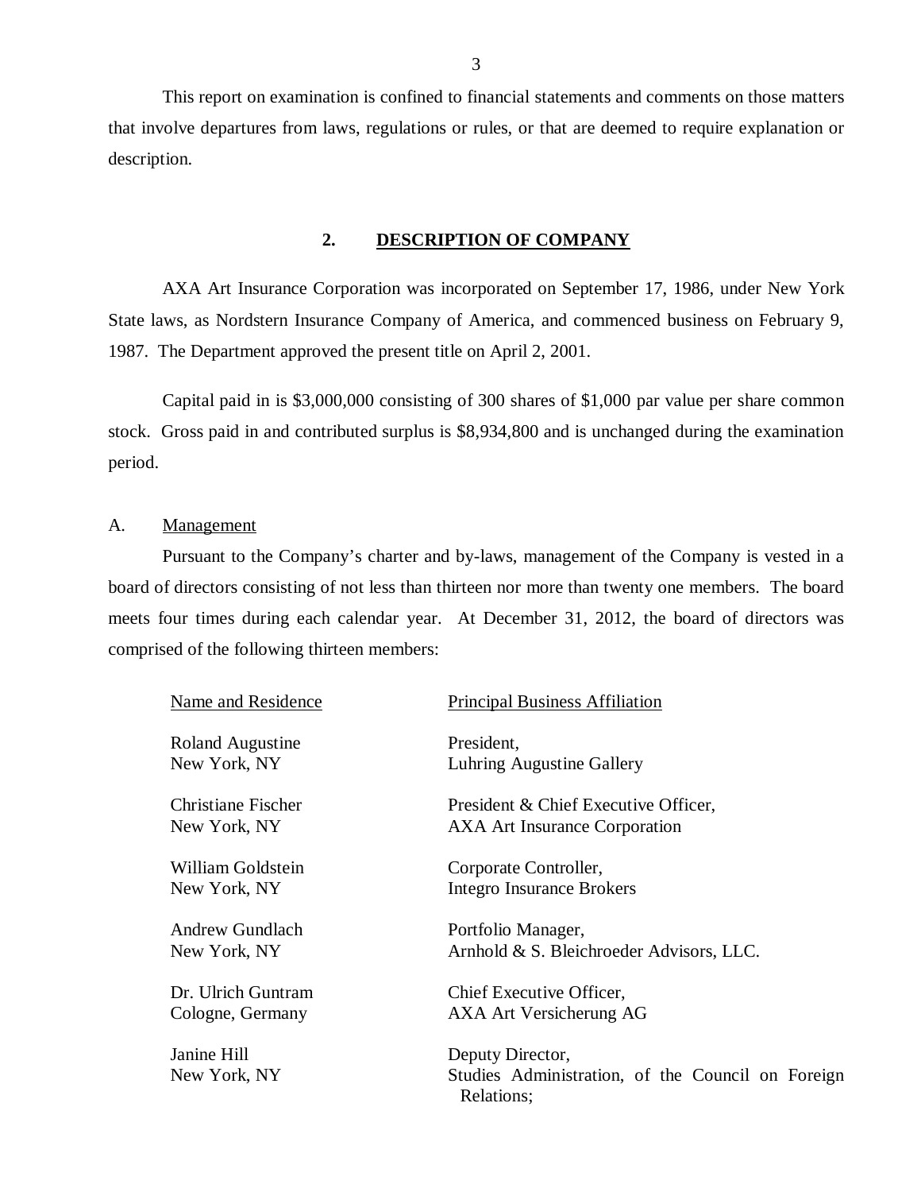This report on examination is confined to financial statements and comments on those matters that involve departures from laws, regulations or rules, or that are deemed to require explanation or description.

## 2. DESCRIPTION OF COMPANY

AXA Art Insurance Corporation was incorporated on September 17, 1986, under New York State laws, as Nordstern Insurance Company of America, and commenced business on February 9, 1987. The Department approved the present title on April 2, 2001.

Capital paid in is $3,000,000 consisting of 300 shares of $1,000 par value per share common stock. Gross paid in and contributed surplus is $8,934,800 and is unchanged during the examination period.

### A. Management

Pursuant to the Company's charter and by-laws, management of the Company is vested in a board of directors consisting of not less than thirteen nor more than twenty one members. The board meets four times during each calendar year. At December 31, 2012, the board of directors was comprised of the following thirteen members:

| Name and Residence | Principal Business Affiliation |
| --- | --- |
| Roland Augustine<br>New York, NY | President,<br>Luhring Augustine Gallery |
| Christiane Fischer<br>New York, NY | President & Chief Executive Officer,<br>AXA Art Insurance Corporation |
| William Goldstein<br>New York, NY | Corporate Controller,<br>Integro Insurance Brokers |
| Andrew Gundlach<br>New York, NY | Portfolio Manager,<br>Arnhold & S. Bleichroeder Advisors, LLC. |
| Dr. Ulrich Guntram<br>Cologne, Germany | Chief Executive Officer,<br>AXA Art Versicherung AG |
| Janine Hill<br>New York, NY | Deputy Director,<br>Studies Administration, of the Council on Foreign Relations; |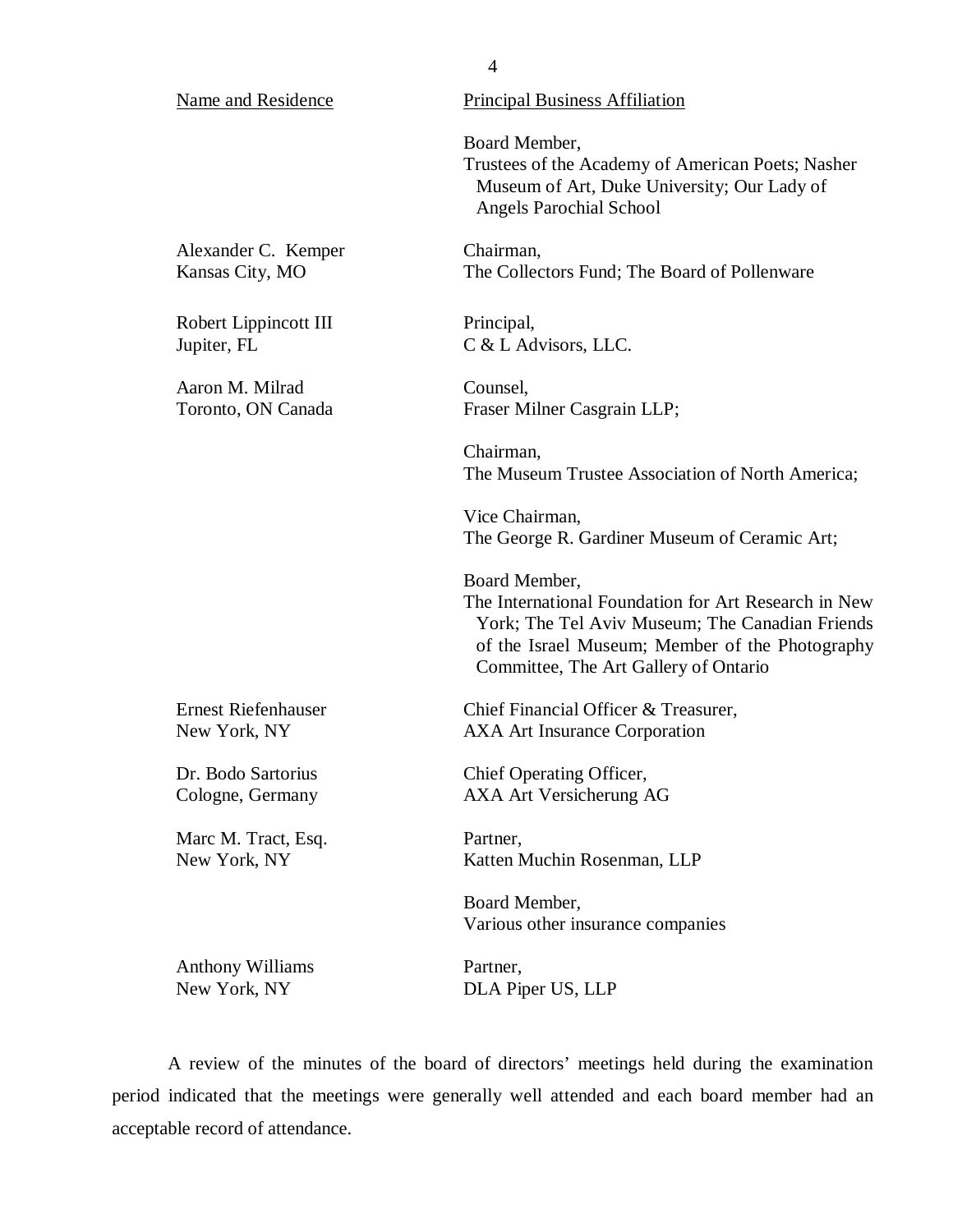| Name and Residence | Principal Business Affiliation |
|---|---|
| | Board Member,<br>Trustees of the Academy of American Poets; Nasher Museum of Art, Duke University; Our Lady of Angels Parochial School |
| Alexander C. Kemper<br>Kansas City, MO | Chairman,<br>The Collectors Fund; The Board of Pollenware |
| Robert Lippincott III<br>Jupiter, FL | Principal,<br>C & L Advisors, LLC. |
| Aaron M. Milrad<br>Toronto, ON Canada | Counsel,<br>Fraser Milner Casgrain LLP; |
| | Chairman,<br>The Museum Trustee Association of North America; |
| | Vice Chairman,<br>The George R. Gardiner Museum of Ceramic Art; |
| | Board Member,<br>The International Foundation for Art Research in New York; The Tel Aviv Museum; The Canadian Friends of the Israel Museum; Member of the Photography Committee, The Art Gallery of Ontario |
| Ernest Riefenhauser<br>New York, NY | Chief Financial Officer & Treasurer,<br>AXA Art Insurance Corporation |
| Dr. Bodo Sartorius<br>Cologne, Germany | Chief Operating Officer,<br>AXA Art Versicherung AG |
| Marc M. Tract, Esq.<br>New York, NY | Partner,<br>Katten Muchin Rosenman, LLP |
| | Board Member,<br>Various other insurance companies |
| Anthony Williams<br>New York, NY | Partner,<br>DLA Piper US, LLP |

A review of the minutes of the board of directors' meetings held during the examination period indicated that the meetings were generally well attended and each board member had an acceptable record of attendance.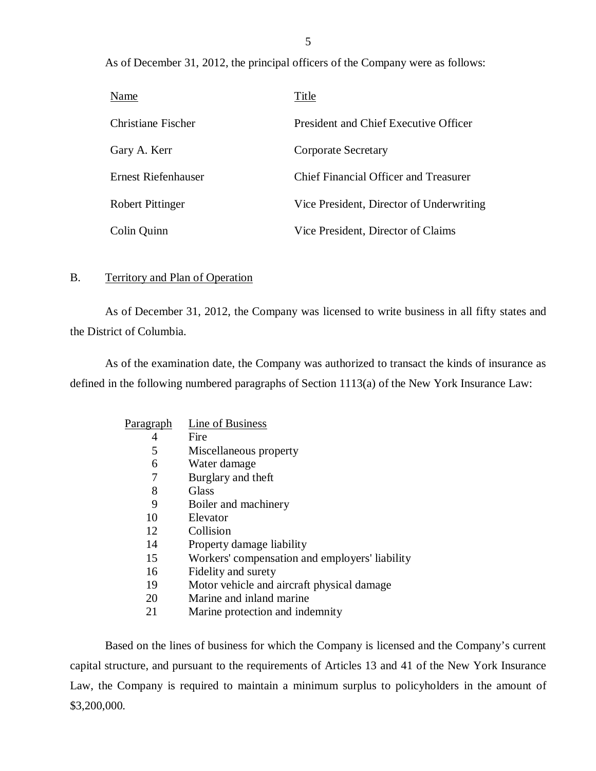As of December 31, 2012, the principal officers of the Company were as follows:

| Name | Title |
| --- | --- |
| Christiane Fischer | President and Chief Executive Officer |
| Gary A. Kerr | Corporate Secretary |
| Ernest Riefenhauser | Chief Financial Officer and Treasurer |
| Robert Pittinger | Vice President, Director of Underwriting |
| Colin Quinn | Vice President, Director of Claims |

## B. Territory and Plan of Operation

As of December 31, 2012, the Company was licensed to write business in all fifty states and the District of Columbia.

As of the examination date, the Company was authorized to transact the kinds of insurance as defined in the following numbered paragraphs of Section 1113(a) of the New York Insurance Law:

| Paragraph | Line of Business |
| --- | --- |
| 4 | Fire |
| 5 | Miscellaneous property |
| 6 | Water damage |
| 7 | Burglary and theft |
| 8 | Glass |
| 9 | Boiler and machinery |
| 10 | Elevator |
| 12 | Collision |
| 14 | Property damage liability |
| 15 | Workers' compensation and employers' liability |
| 16 | Fidelity and surety |
| 19 | Motor vehicle and aircraft physical damage |
| 20 | Marine and inland marine |
| 21 | Marine protection and indemnity |

Based on the lines of business for which the Company is licensed and the Company's current capital structure, and pursuant to the requirements of Articles 13 and 41 of the New York Insurance Law, the Company is required to maintain a minimum surplus to policyholders in the amount of $3,200,000.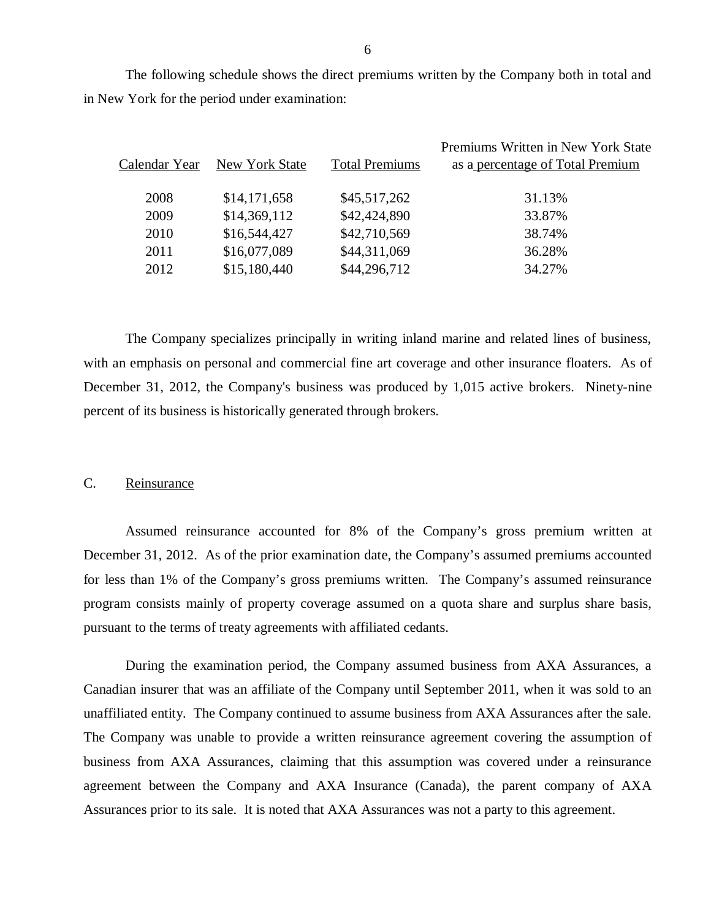The following schedule shows the direct premiums written by the Company both in total and in New York for the period under examination:

| Calendar Year | New York State | Total Premiums | Premiums Written in New York State as a percentage of Total Premium |
|---|---|---|---|
| 2008 | $14,171,658 | $45,517,262 | 31.13% |
| 2009 | $14,369,112 | $42,424,890 | 33.87% |
| 2010 | $16,544,427 | $42,710,569 | 38.74% |
| 2011 | $16,077,089 | $44,311,069 | 36.28% |
| 2012 | $15,180,440 | $44,296,712 | 34.27% |

The Company specializes principally in writing inland marine and related lines of business, with an emphasis on personal and commercial fine art coverage and other insurance floaters. As of December 31, 2012, the Company's business was produced by 1,015 active brokers. Ninety-nine percent of its business is historically generated through brokers.

## C. Reinsurance

Assumed reinsurance accounted for 8% of the Company's gross premium written at December 31, 2012. As of the prior examination date, the Company's assumed premiums accounted for less than 1% of the Company's gross premiums written. The Company's assumed reinsurance program consists mainly of property coverage assumed on a quota share and surplus share basis, pursuant to the terms of treaty agreements with affiliated cedants.

During the examination period, the Company assumed business from AXA Assurances, a Canadian insurer that was an affiliate of the Company until September 2011, when it was sold to an unaffiliated entity. The Company continued to assume business from AXA Assurances after the sale. The Company was unable to provide a written reinsurance agreement covering the assumption of business from AXA Assurances, claiming that this assumption was covered under a reinsurance agreement between the Company and AXA Insurance (Canada), the parent company of AXA Assurances prior to its sale. It is noted that AXA Assurances was not a party to this agreement.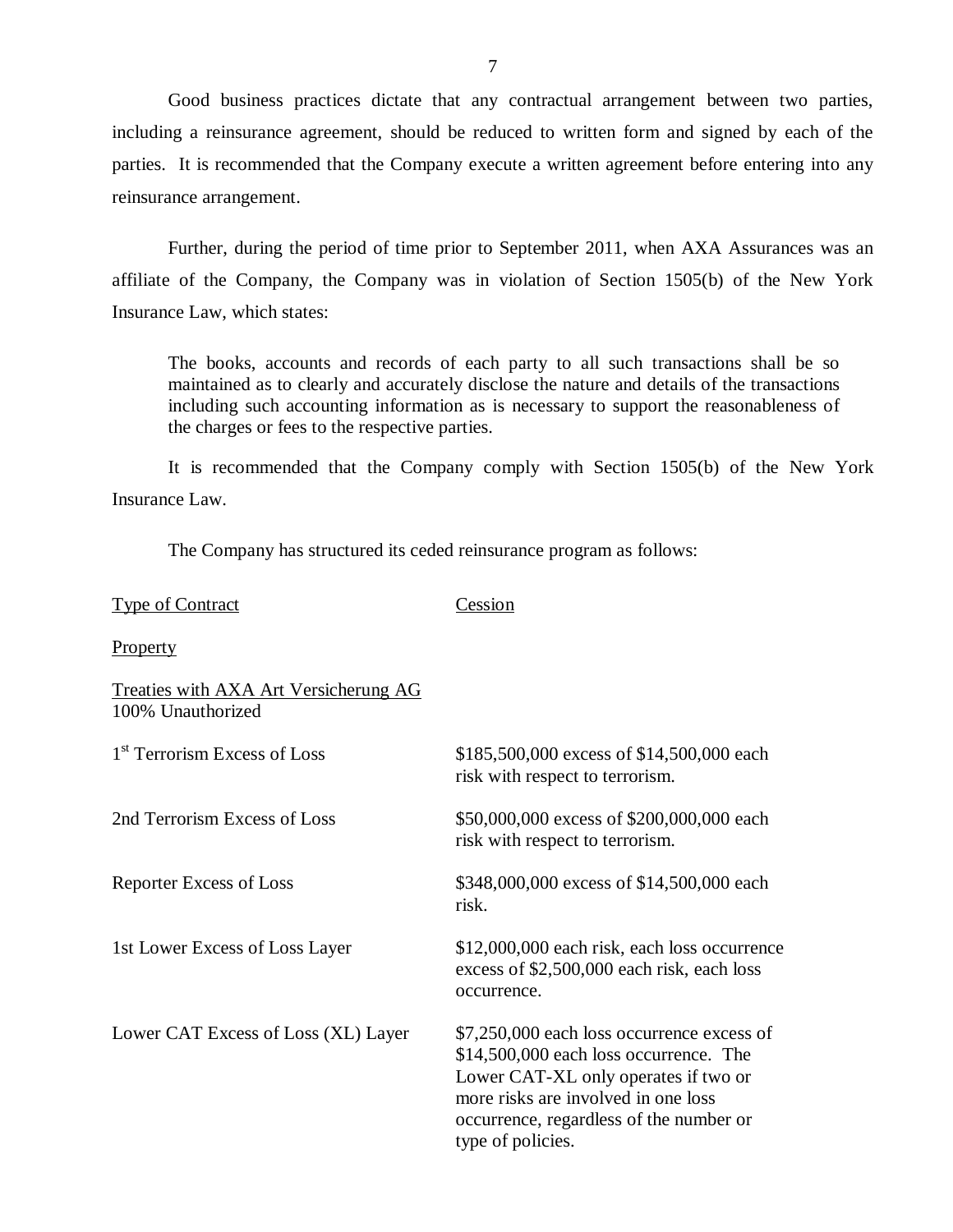Good business practices dictate that any contractual arrangement between two parties, including a reinsurance agreement, should be reduced to written form and signed by each of the parties. It is recommended that the Company execute a written agreement before entering into any reinsurance arrangement.

Further, during the period of time prior to September 2011, when AXA Assurances was an affiliate of the Company, the Company was in violation of Section 1505(b) of the New York Insurance Law, which states:

> The books, accounts and records of each party to all such transactions shall be so maintained as to clearly and accurately disclose the nature and details of the transactions including such accounting information as is necessary to support the reasonableness of the charges or fees to the respective parties.

It is recommended that the Company comply with Section 1505(b) of the New York Insurance Law.

The Company has structured its ceded reinsurance program as follows:

| Type of Contract | Cession |
|---|---|
| Property | |
| Treaties with AXA Art Versicherung AG<br>100% Unauthorized | |
| 1st Terrorism Excess of Loss | \$185,500,000 excess of \$14,500,000 each risk with respect to terrorism. |
| 2nd Terrorism Excess of Loss | \$50,000,000 excess of \$200,000,000 each risk with respect to terrorism. |
| Reporter Excess of Loss | \$348,000,000 excess of \$14,500,000 each risk. |
| 1st Lower Excess of Loss Layer | \$12,000,000 each risk, each loss occurrence excess of \$2,500,000 each risk, each loss occurrence. |
| Lower CAT Excess of Loss (XL) Layer | \$7,250,000 each loss occurrence excess of \$14,500,000 each loss occurrence. The Lower CAT-XL only operates if two or more risks are involved in one loss occurrence, regardless of the number or type of policies. |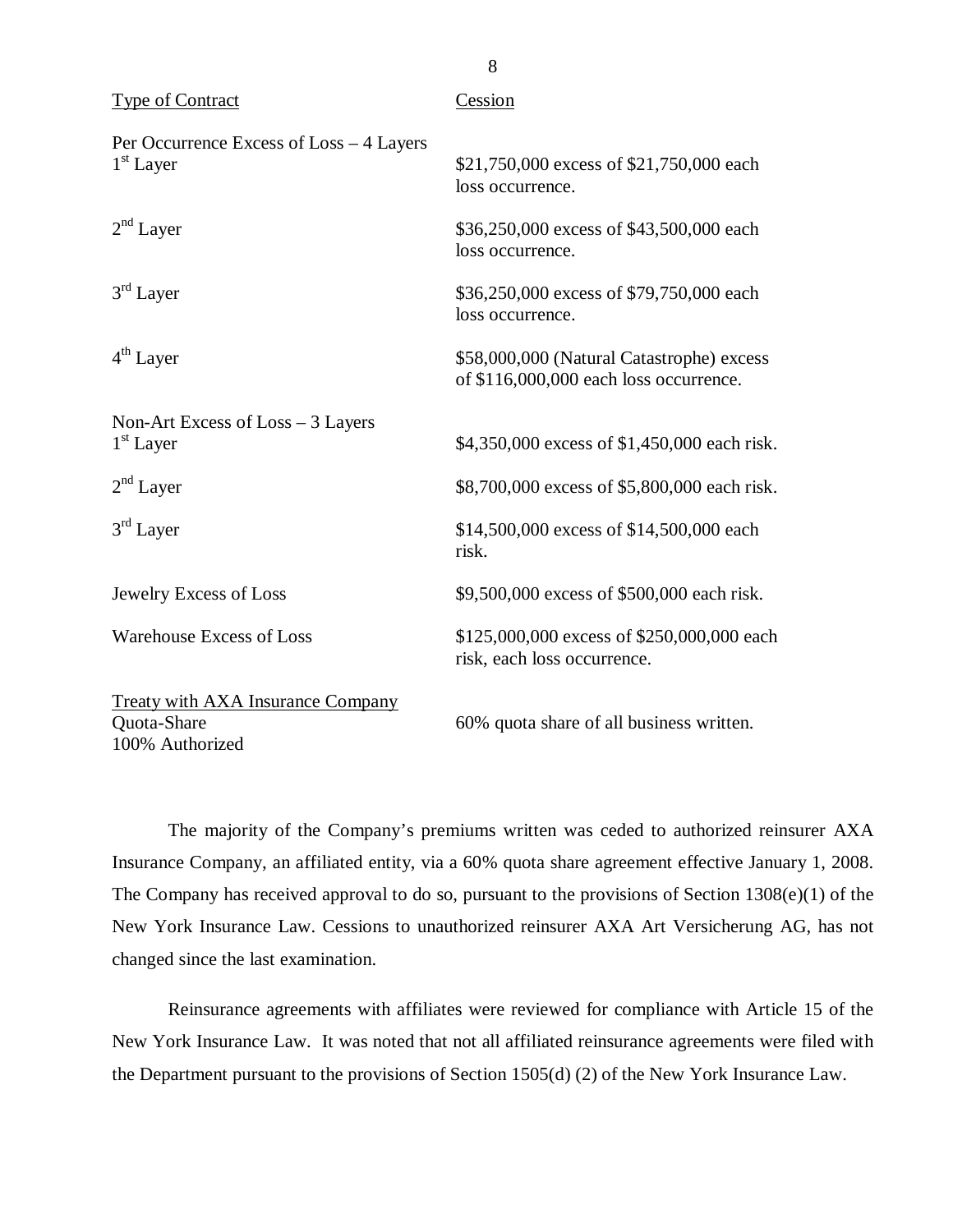| Type of Contract | Cession |
|---|---|
| Per Occurrence Excess of Loss – 4 Layers | |
| 1st Layer | $21,750,000 excess of $21,750,000 each loss occurrence. |
| 2nd Layer | $36,250,000 excess of $43,500,000 each loss occurrence. |
| 3rd Layer | $36,250,000 excess of $79,750,000 each loss occurrence. |
| 4th Layer | $58,000,000 (Natural Catastrophe) excess of $116,000,000 each loss occurrence. |
| Non-Art Excess of Loss – 3 Layers | |
| 1st Layer | $4,350,000 excess of $1,450,000 each risk. |
| 2nd Layer | $8,700,000 excess of $5,800,000 each risk. |
| 3rd Layer | $14,500,000 excess of $14,500,000 each risk. |
| Jewelry Excess of Loss | $9,500,000 excess of $500,000 each risk. |
| Warehouse Excess of Loss | $125,000,000 excess of $250,000,000 each risk, each loss occurrence. |
| Treaty with AXA Insurance Company | |
| Quota-Share<br>100% Authorized | 60% quota share of all business written. |

The majority of the Company's premiums written was ceded to authorized reinsurer AXA Insurance Company, an affiliated entity, via a 60% quota share agreement effective January 1, 2008. The Company has received approval to do so, pursuant to the provisions of Section 1308(e)(1) of the New York Insurance Law. Cessions to unauthorized reinsurer AXA Art Versicherung AG, has not changed since the last examination.

Reinsurance agreements with affiliates were reviewed for compliance with Article 15 of the New York Insurance Law. It was noted that not all affiliated reinsurance agreements were filed with the Department pursuant to the provisions of Section 1505(d) (2) of the New York Insurance Law.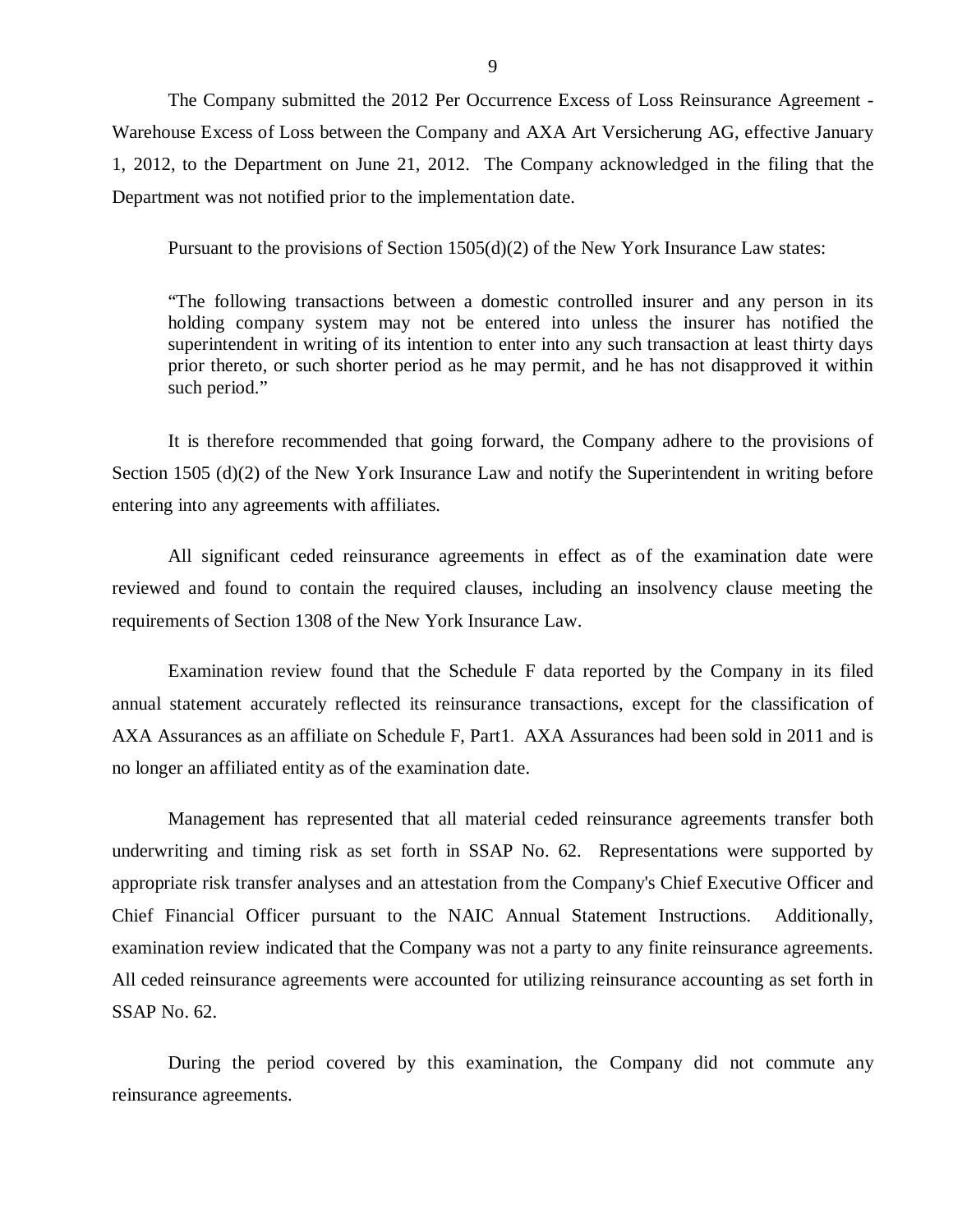The Company submitted the 2012 Per Occurrence Excess of Loss Reinsurance Agreement - Warehouse Excess of Loss between the Company and AXA Art Versicherung AG, effective January 1, 2012, to the Department on June 21, 2012. The Company acknowledged in the filing that the Department was not notified prior to the implementation date.

Pursuant to the provisions of Section 1505(d)(2) of the New York Insurance Law states:

> "The following transactions between a domestic controlled insurer and any person in its holding company system may not be entered into unless the insurer has notified the superintendent in writing of its intention to enter into any such transaction at least thirty days prior thereto, or such shorter period as he may permit, and he has not disapproved it within such period."

It is therefore recommended that going forward, the Company adhere to the provisions of Section 1505 (d)(2) of the New York Insurance Law and notify the Superintendent in writing before entering into any agreements with affiliates.

All significant ceded reinsurance agreements in effect as of the examination date were reviewed and found to contain the required clauses, including an insolvency clause meeting the requirements of Section 1308 of the New York Insurance Law.

Examination review found that the Schedule F data reported by the Company in its filed annual statement accurately reflected its reinsurance transactions, except for the classification of AXA Assurances as an affiliate on Schedule F, Part1. AXA Assurances had been sold in 2011 and is no longer an affiliated entity as of the examination date.

Management has represented that all material ceded reinsurance agreements transfer both underwriting and timing risk as set forth in SSAP No. 62. Representations were supported by appropriate risk transfer analyses and an attestation from the Company's Chief Executive Officer and Chief Financial Officer pursuant to the NAIC Annual Statement Instructions. Additionally, examination review indicated that the Company was not a party to any finite reinsurance agreements. All ceded reinsurance agreements were accounted for utilizing reinsurance accounting as set forth in SSAP No. 62.

During the period covered by this examination, the Company did not commute any reinsurance agreements.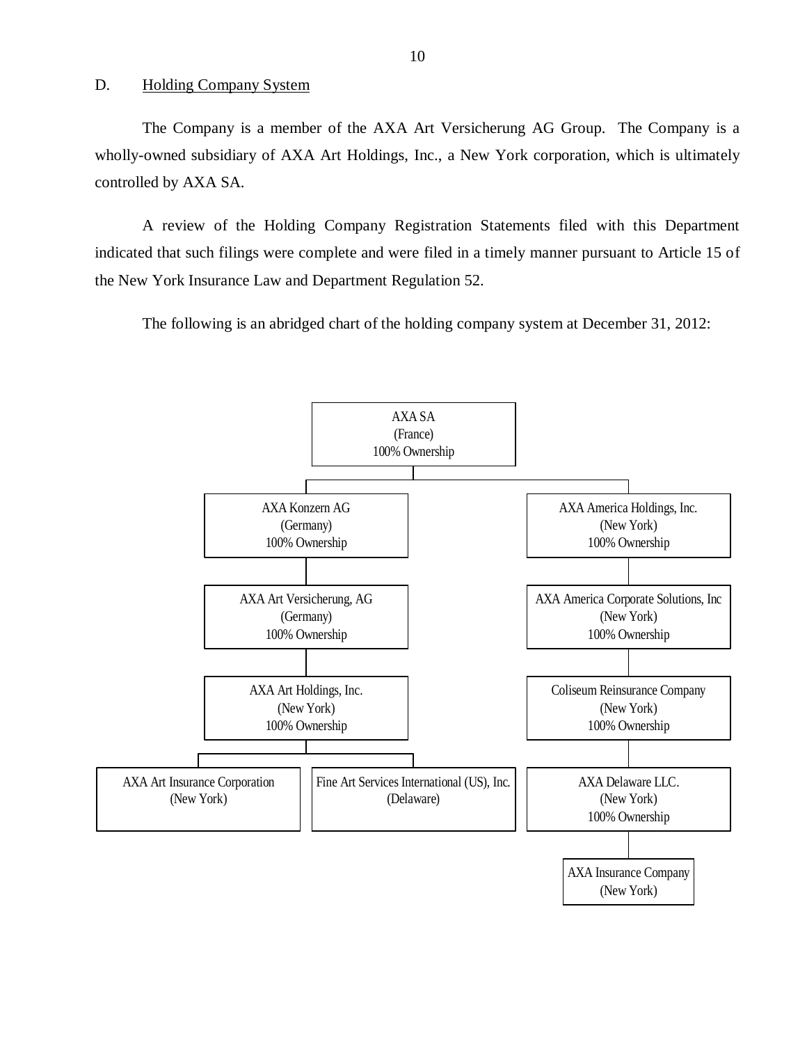## D. Holding Company System

The Company is a member of the AXA Art Versicherung AG Group. The Company is a wholly-owned subsidiary of AXA Art Holdings, Inc., a New York corporation, which is ultimately controlled by AXA SA.

A review of the Holding Company Registration Statements filed with this Department indicated that such filings were complete and were filed in a timely manner pursuant to Article 15 of the New York Insurance Law and Department Regulation 52.

The following is an abridged chart of the holding company system at December 31, 2012:

AXA SA
(France)
100% Ownership

AXA Konzern AG
(Germany)
100% Ownership

AXA Art Versicherung, AG
(Germany)
100% Ownership

AXA Art Holdings, Inc.
(New York)
100% Ownership

AXA Art Insurance Corporation
(New York)

Fine Art Services International (US), Inc.
(Delaware)

AXA America Holdings, Inc.
(New York)
100% Ownership

AXA America Corporate Solutions, Inc
(New York)
100% Ownership

Coliseum Reinsurance Company
(New York)
100% Ownership

AXA Delaware LLC.
(New York)
100% Ownership

AXA Insurance Company
(New York)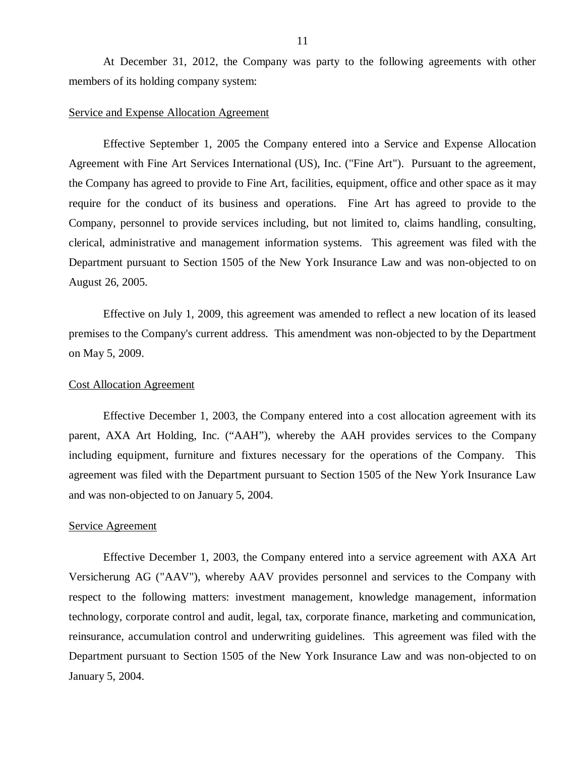At December 31, 2012, the Company was party to the following agreements with other members of its holding company system:

Service and Expense Allocation Agreement

Effective September 1, 2005 the Company entered into a Service and Expense Allocation Agreement with Fine Art Services International (US), Inc. ("Fine Art"). Pursuant to the agreement, the Company has agreed to provide to Fine Art, facilities, equipment, office and other space as it may require for the conduct of its business and operations. Fine Art has agreed to provide to the Company, personnel to provide services including, but not limited to, claims handling, consulting, clerical, administrative and management information systems. This agreement was filed with the Department pursuant to Section 1505 of the New York Insurance Law and was non-objected to on August 26, 2005.

Effective on July 1, 2009, this agreement was amended to reflect a new location of its leased premises to the Company's current address. This amendment was non-objected to by the Department on May 5, 2009.

Cost Allocation Agreement

Effective December 1, 2003, the Company entered into a cost allocation agreement with its parent, AXA Art Holding, Inc. (“AAH”), whereby the AAH provides services to the Company including equipment, furniture and fixtures necessary for the operations of the Company. This agreement was filed with the Department pursuant to Section 1505 of the New York Insurance Law and was non-objected to on January 5, 2004.

Service Agreement

Effective December 1, 2003, the Company entered into a service agreement with AXA Art Versicherung AG ("AAV"), whereby AAV provides personnel and services to the Company with respect to the following matters: investment management, knowledge management, information technology, corporate control and audit, legal, tax, corporate finance, marketing and communication, reinsurance, accumulation control and underwriting guidelines. This agreement was filed with the Department pursuant to Section 1505 of the New York Insurance Law and was non-objected to on January 5, 2004.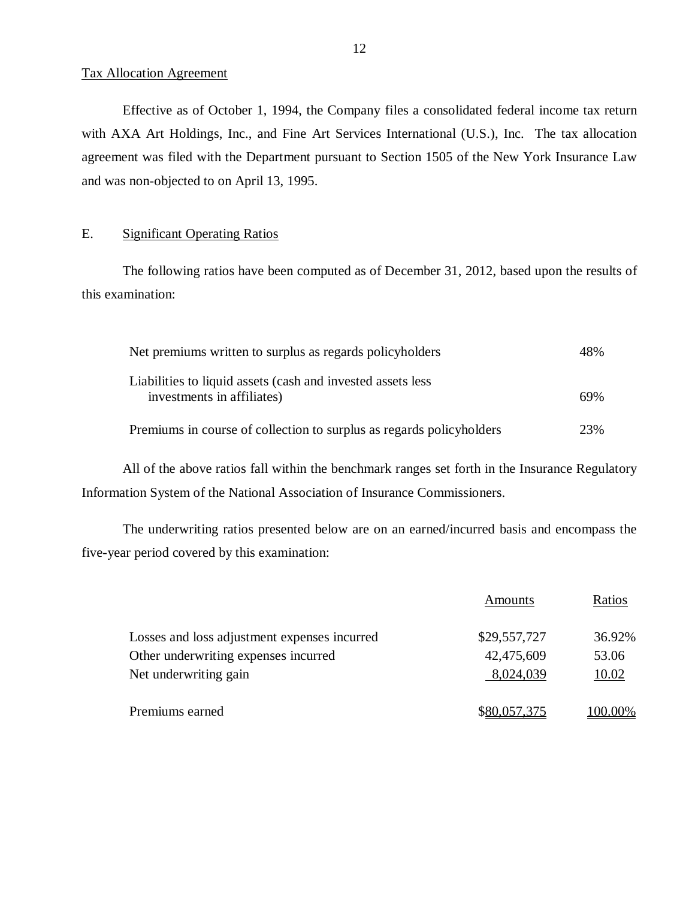Tax Allocation Agreement

Effective as of October 1, 1994, the Company files a consolidated federal income tax return with AXA Art Holdings, Inc., and Fine Art Services International (U.S.), Inc. The tax allocation agreement was filed with the Department pursuant to Section 1505 of the New York Insurance Law and was non-objected to on April 13, 1995.

## E. Significant Operating Ratios

The following ratios have been computed as of December 31, 2012, based upon the results of this examination:

| | |
|---|---|
| Net premiums written to surplus as regards policyholders | 48% |
| Liabilities to liquid assets (cash and invested assets less investments in affiliates) | 69% |
| Premiums in course of collection to surplus as regards policyholders | 23% |

All of the above ratios fall within the benchmark ranges set forth in the Insurance Regulatory Information System of the National Association of Insurance Commissioners.

The underwriting ratios presented below are on an earned/incurred basis and encompass the five-year period covered by this examination:

| | Amounts | Ratios |
|---|---|---|
| Losses and loss adjustment expenses incurred | $29,557,727 | 36.92% |
| Other underwriting expenses incurred | 42,475,609 | 53.06 |
| Net underwriting gain | 8,024,039 | 10.02 |
| Premiums earned | $80,057,375 | 100.00% |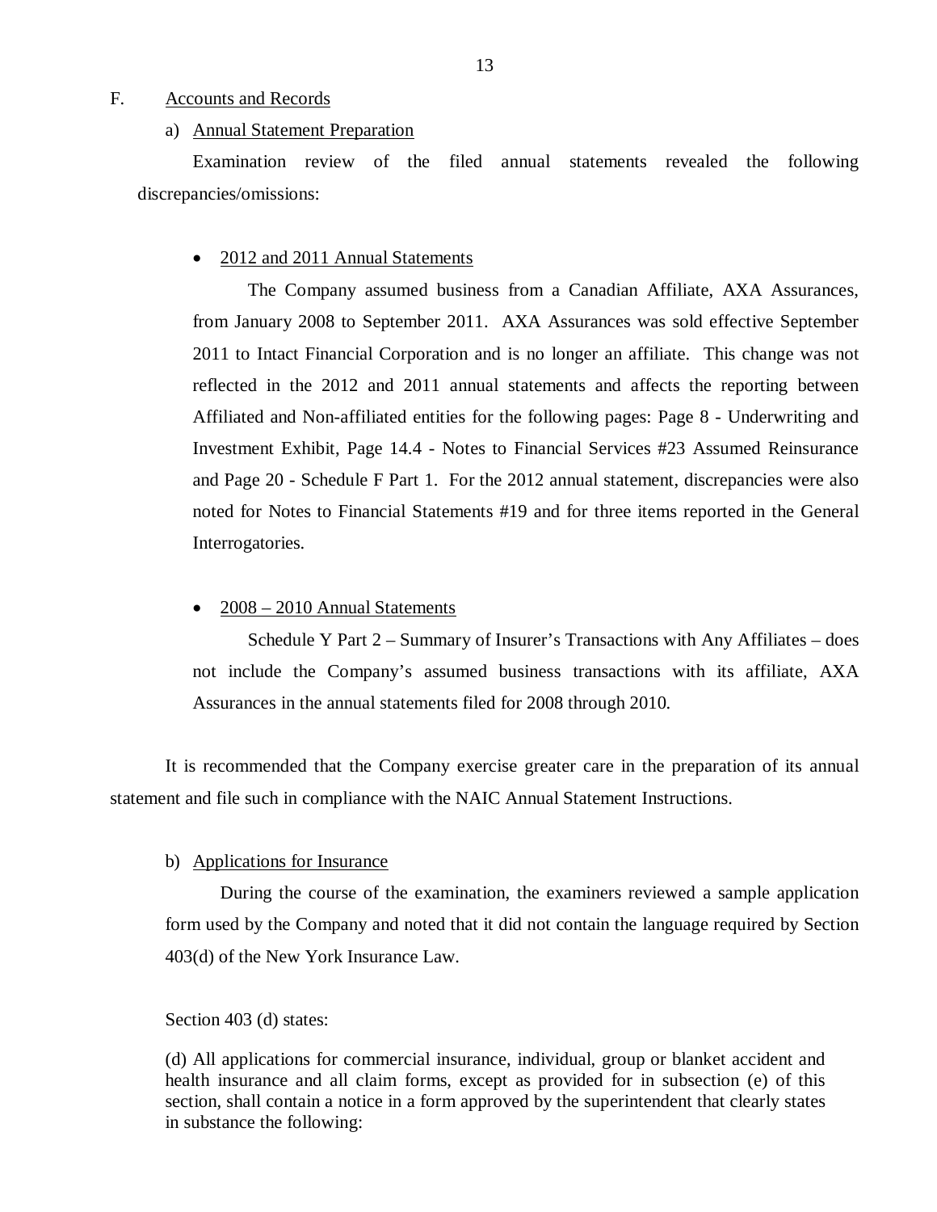F. Accounts and Records

a) Annual Statement Preparation

Examination review of the filed annual statements revealed the following discrepancies/omissions:

- 2012 and 2011 Annual Statements

  The Company assumed business from a Canadian Affiliate, AXA Assurances, from January 2008 to September 2011. AXA Assurances was sold effective September 2011 to Intact Financial Corporation and is no longer an affiliate. This change was not reflected in the 2012 and 2011 annual statements and affects the reporting between Affiliated and Non-affiliated entities for the following pages: Page 8 - Underwriting and Investment Exhibit, Page 14.4 - Notes to Financial Services #23 Assumed Reinsurance and Page 20 - Schedule F Part 1. For the 2012 annual statement, discrepancies were also noted for Notes to Financial Statements #19 and for three items reported in the General Interrogatories.

- 2008 – 2010 Annual Statements

  Schedule Y Part 2 – Summary of Insurer's Transactions with Any Affiliates – does not include the Company's assumed business transactions with its affiliate, AXA Assurances in the annual statements filed for 2008 through 2010.

It is recommended that the Company exercise greater care in the preparation of its annual statement and file such in compliance with the NAIC Annual Statement Instructions.

b) Applications for Insurance

During the course of the examination, the examiners reviewed a sample application form used by the Company and noted that it did not contain the language required by Section 403(d) of the New York Insurance Law.

Section 403 (d) states:

(d) All applications for commercial insurance, individual, group or blanket accident and health insurance and all claim forms, except as provided for in subsection (e) of this section, shall contain a notice in a form approved by the superintendent that clearly states in substance the following: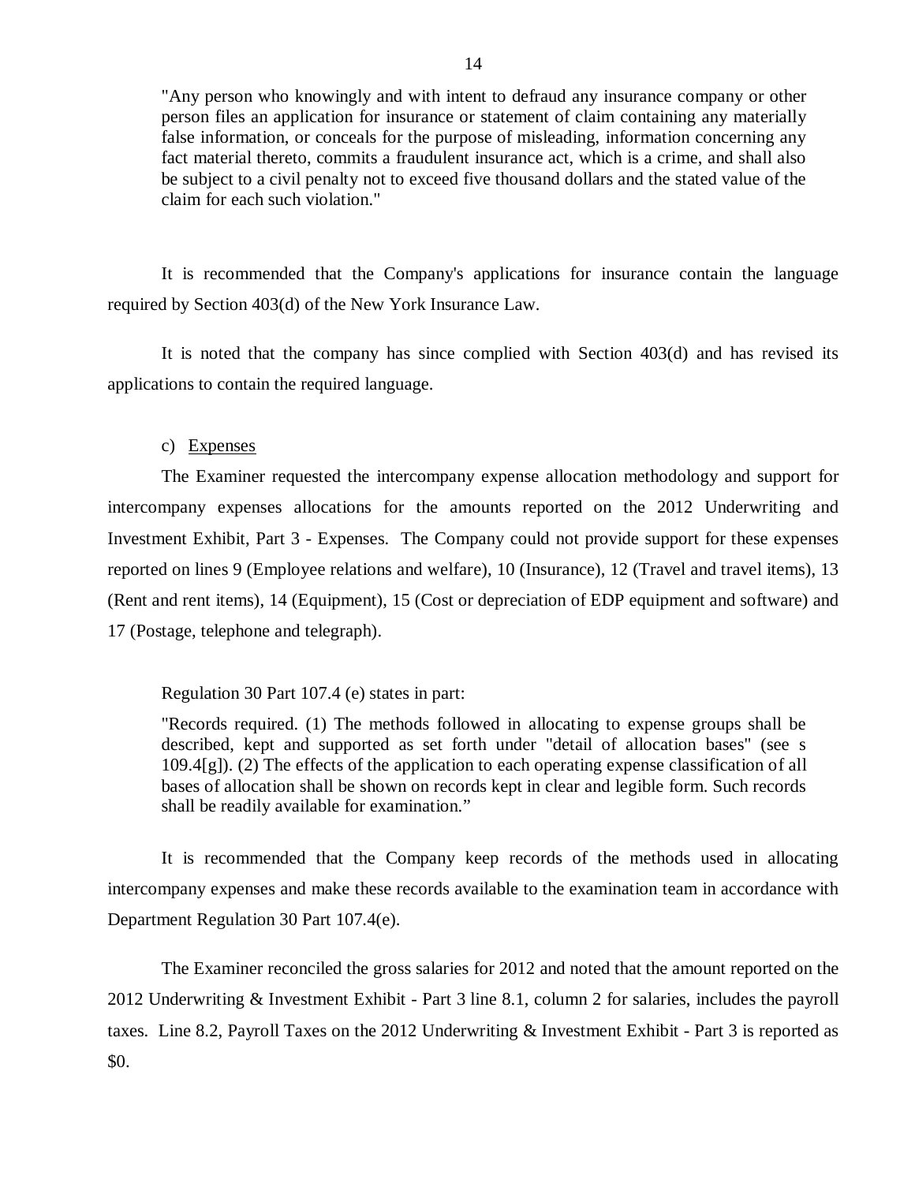> "Any person who knowingly and with intent to defraud any insurance company or other person files an application for insurance or statement of claim containing any materially false information, or conceals for the purpose of misleading, information concerning any fact material thereto, commits a fraudulent insurance act, which is a crime, and shall also be subject to a civil penalty not to exceed five thousand dollars and the stated value of the claim for each such violation."

It is recommended that the Company's applications for insurance contain the language required by Section 403(d) of the New York Insurance Law.

It is noted that the company has since complied with Section 403(d) and has revised its applications to contain the required language.

c) Expenses

The Examiner requested the intercompany expense allocation methodology and support for intercompany expenses allocations for the amounts reported on the 2012 Underwriting and Investment Exhibit, Part 3 - Expenses. The Company could not provide support for these expenses reported on lines 9 (Employee relations and welfare), 10 (Insurance), 12 (Travel and travel items), 13 (Rent and rent items), 14 (Equipment), 15 (Cost or depreciation of EDP equipment and software) and 17 (Postage, telephone and telegraph).

Regulation 30 Part 107.4 (e) states in part:

> "Records required. (1) The methods followed in allocating to expense groups shall be described, kept and supported as set forth under "detail of allocation bases" (see s 109.4[g]). (2) The effects of the application to each operating expense classification of all bases of allocation shall be shown on records kept in clear and legible form. Such records shall be readily available for examination."

It is recommended that the Company keep records of the methods used in allocating intercompany expenses and make these records available to the examination team in accordance with Department Regulation 30 Part 107.4(e).

The Examiner reconciled the gross salaries for 2012 and noted that the amount reported on the 2012 Underwriting & Investment Exhibit - Part 3 line 8.1, column 2 for salaries, includes the payroll taxes. Line 8.2, Payroll Taxes on the 2012 Underwriting & Investment Exhibit - Part 3 is reported as $0.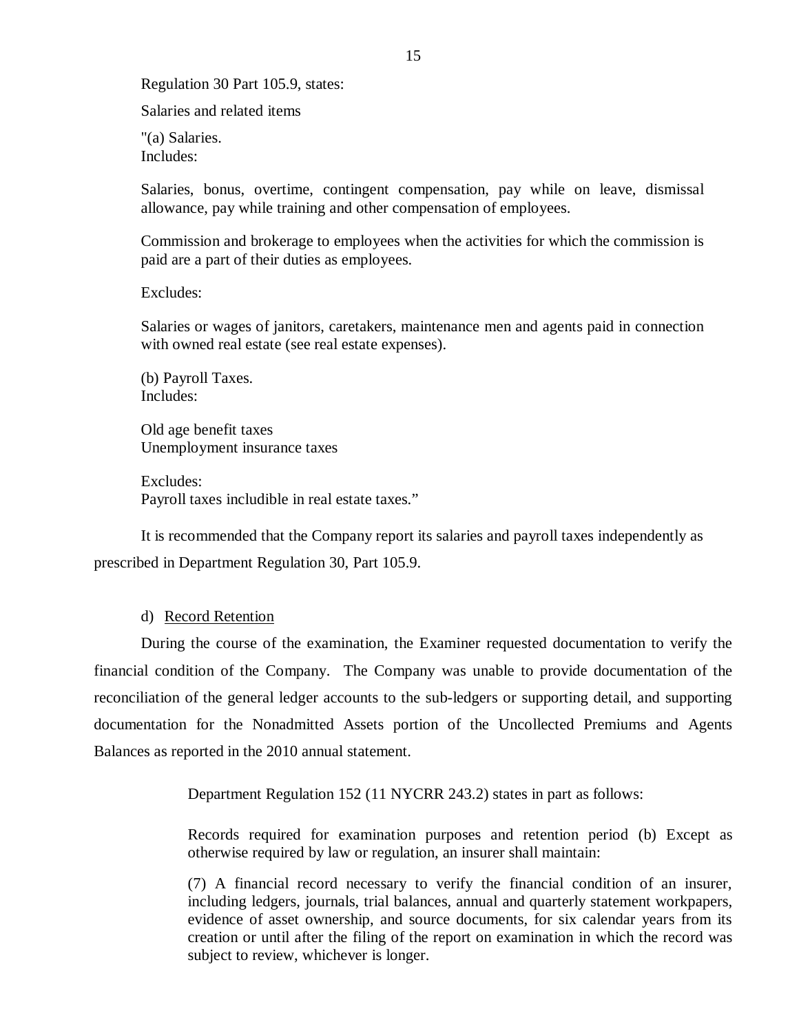Regulation 30 Part 105.9, states:

Salaries and related items

"(a) Salaries.
Includes:

Salaries, bonus, overtime, contingent compensation, pay while on leave, dismissal allowance, pay while training and other compensation of employees.

Commission and brokerage to employees when the activities for which the commission is paid are a part of their duties as employees.

Excludes:

Salaries or wages of janitors, caretakers, maintenance men and agents paid in connection with owned real estate (see real estate expenses).

(b) Payroll Taxes.
Includes:

Old age benefit taxes
Unemployment insurance taxes

Excludes:
Payroll taxes includible in real estate taxes."

It is recommended that the Company report its salaries and payroll taxes independently as prescribed in Department Regulation 30, Part 105.9.

d) Record Retention

During the course of the examination, the Examiner requested documentation to verify the financial condition of the Company. The Company was unable to provide documentation of the reconciliation of the general ledger accounts to the sub-ledgers or supporting detail, and supporting documentation for the Nonadmitted Assets portion of the Uncollected Premiums and Agents Balances as reported in the 2010 annual statement.

> Department Regulation 152 (11 NYCRR 243.2) states in part as follows:
>
> Records required for examination purposes and retention period (b) Except as otherwise required by law or regulation, an insurer shall maintain:
>
> (7) A financial record necessary to verify the financial condition of an insurer, including ledgers, journals, trial balances, annual and quarterly statement workpapers, evidence of asset ownership, and source documents, for six calendar years from its creation or until after the filing of the report on examination in which the record was subject to review, whichever is longer.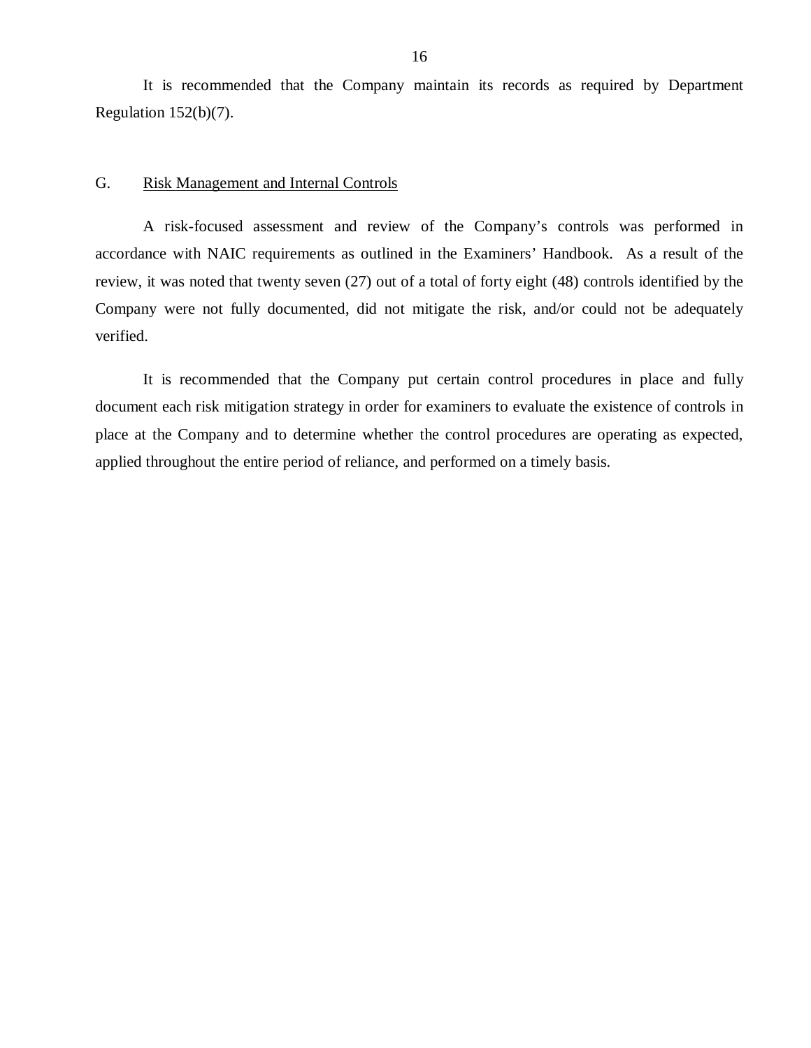It is recommended that the Company maintain its records as required by Department Regulation 152(b)(7).

## G. Risk Management and Internal Controls

A risk-focused assessment and review of the Company's controls was performed in accordance with NAIC requirements as outlined in the Examiners' Handbook. As a result of the review, it was noted that twenty seven (27) out of a total of forty eight (48) controls identified by the Company were not fully documented, did not mitigate the risk, and/or could not be adequately verified.

It is recommended that the Company put certain control procedures in place and fully document each risk mitigation strategy in order for examiners to evaluate the existence of controls in place at the Company and to determine whether the control procedures are operating as expected, applied throughout the entire period of reliance, and performed on a timely basis.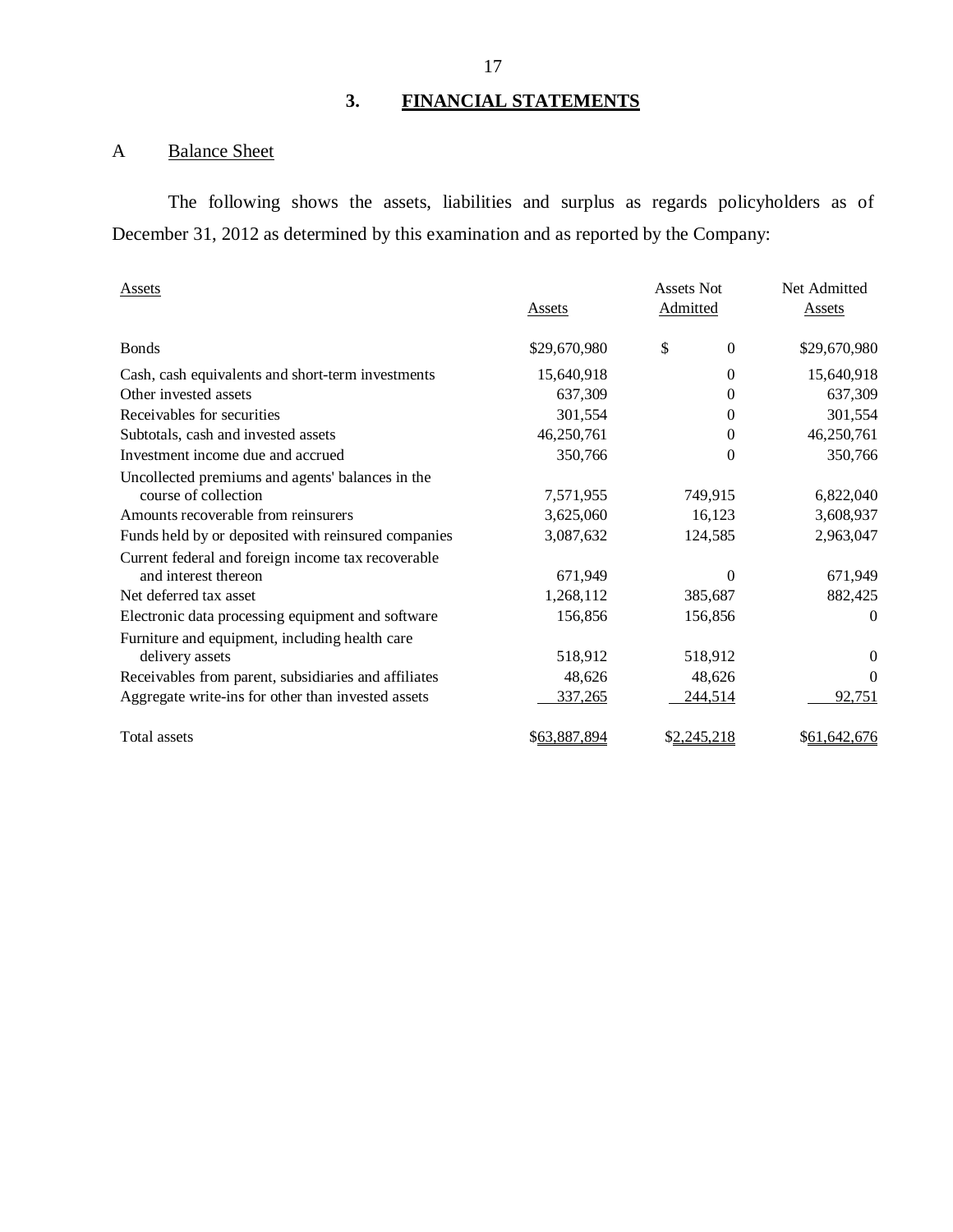# 3. FINANCIAL STATEMENTS

## A Balance Sheet

The following shows the assets, liabilities and surplus as regards policyholders as of December 31, 2012 as determined by this examination and as reported by the Company:

| Assets | Assets | Assets Not Admitted | Net Admitted Assets |
|---|---|---|---|
| Bonds | $29,670,980 | $ 0 | $29,670,980 |
| Cash, cash equivalents and short-term investments | 15,640,918 | 0 | 15,640,918 |
| Other invested assets | 637,309 | 0 | 637,309 |
| Receivables for securities | 301,554 | 0 | 301,554 |
| Subtotals, cash and invested assets | 46,250,761 | 0 | 46,250,761 |
| Investment income due and accrued | 350,766 | 0 | 350,766 |
| Uncollected premiums and agents' balances in the course of collection | 7,571,955 | 749,915 | 6,822,040 |
| Amounts recoverable from reinsurers | 3,625,060 | 16,123 | 3,608,937 |
| Funds held by or deposited with reinsured companies | 3,087,632 | 124,585 | 2,963,047 |
| Current federal and foreign income tax recoverable and interest thereon | 671,949 | 0 | 671,949 |
| Net deferred tax asset | 1,268,112 | 385,687 | 882,425 |
| Electronic data processing equipment and software | 156,856 | 156,856 | 0 |
| Furniture and equipment, including health care delivery assets | 518,912 | 518,912 | 0 |
| Receivables from parent, subsidiaries and affiliates | 48,626 | 48,626 | 0 |
| Aggregate write-ins for other than invested assets | 337,265 | 244,514 | 92,751 |
| Total assets | $63,887,894 | $2,245,218 | $61,642,676 |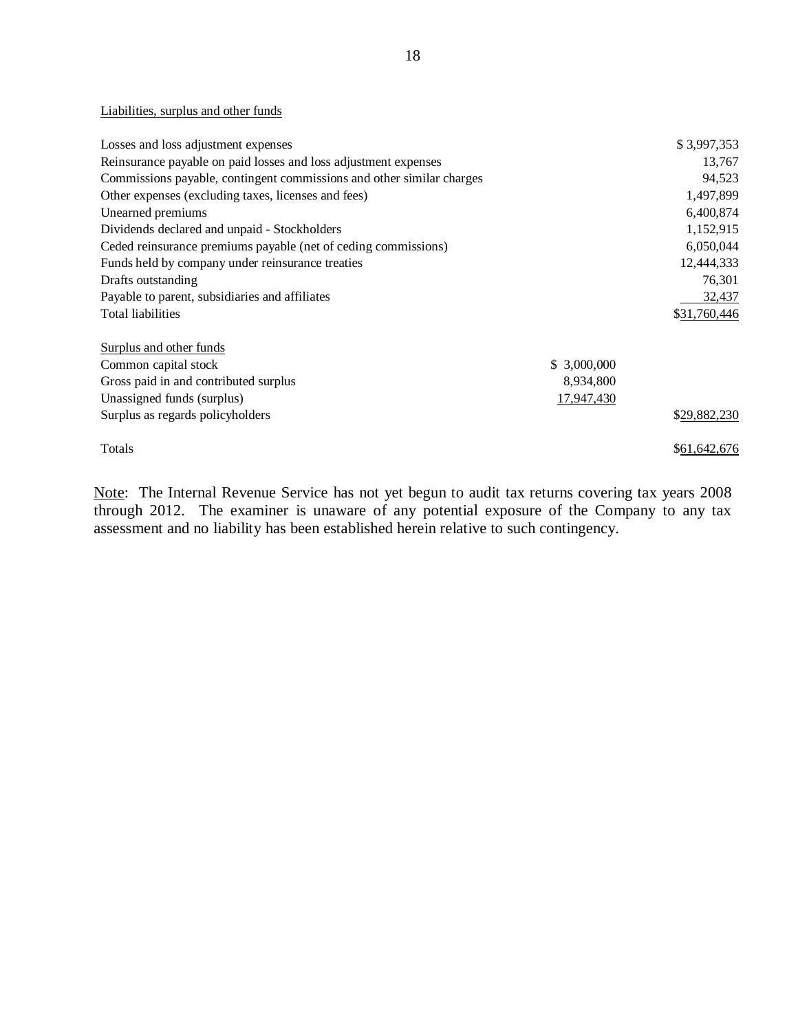Liabilities, surplus and other funds

| | | |
|---|---|---|
| Losses and loss adjustment expenses | | $ 3,997,353 |
| Reinsurance payable on paid losses and loss adjustment expenses | | 13,767 |
| Commissions payable, contingent commissions and other similar charges | | 94,523 |
| Other expenses (excluding taxes, licenses and fees) | | 1,497,899 |
| Unearned premiums | | 6,400,874 |
| Dividends declared and unpaid - Stockholders | | 1,152,915 |
| Ceded reinsurance premiums payable (net of ceding commissions) | | 6,050,044 |
| Funds held by company under reinsurance treaties | | 12,444,333 |
| Drafts outstanding | | 76,301 |
| Payable to parent, subsidiaries and affiliates | | 32,437 |
| Total liabilities | | $31,760,446 |
| | | |
| Surplus and other funds | | |
| Common capital stock | $ 3,000,000 | |
| Gross paid in and contributed surplus | 8,934,800 | |
| Unassigned funds (surplus) | 17,947,430 | |
| Surplus as regards policyholders | | $29,882,230 |
| | | |
| Totals | | $61,642,676 |

Note: The Internal Revenue Service has not yet begun to audit tax returns covering tax years 2008 through 2012. The examiner is unaware of any potential exposure of the Company to any tax assessment and no liability has been established herein relative to such contingency.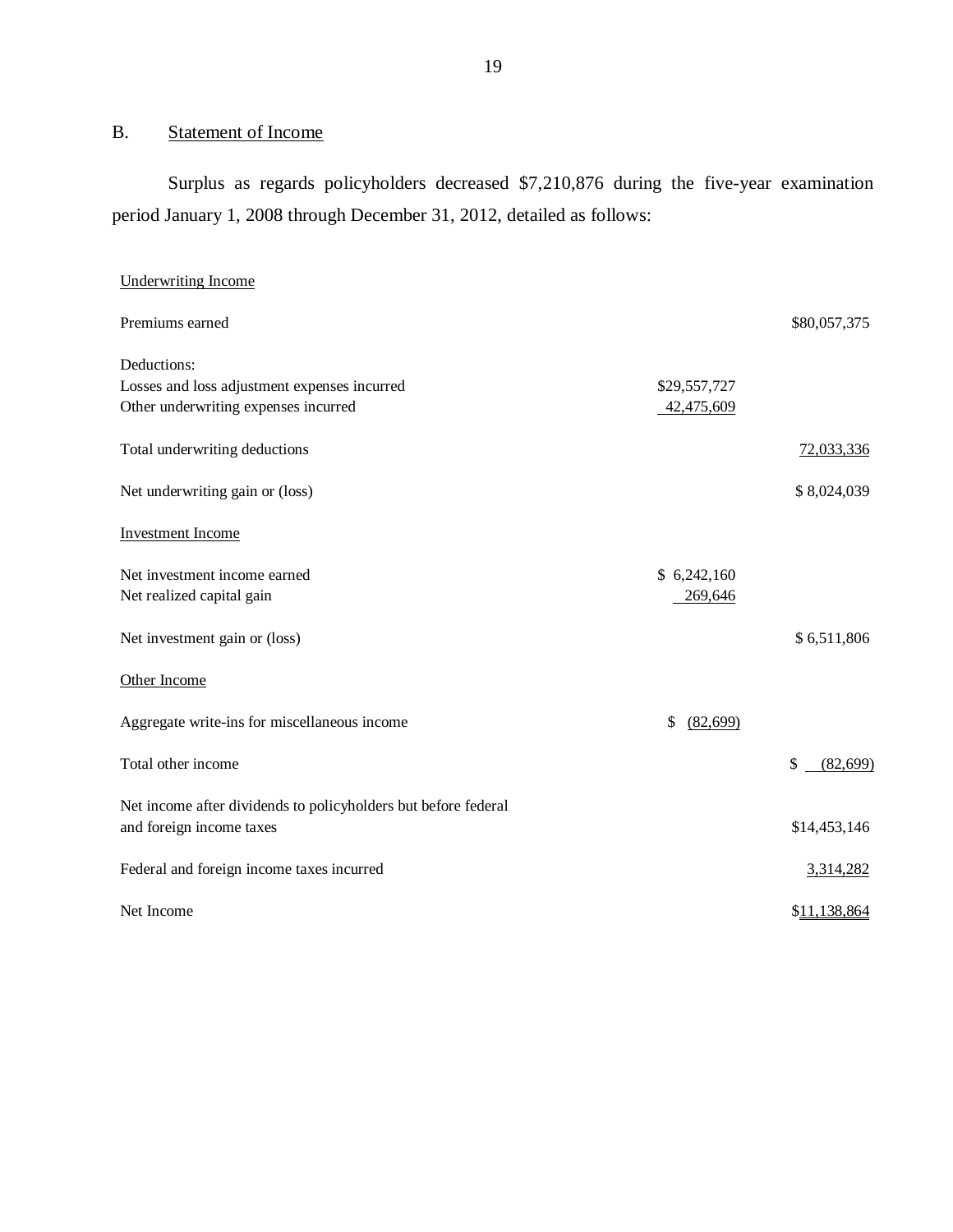## B. Statement of Income

Surplus as regards policyholders decreased $7,210,876 during the five-year examination period January 1, 2008 through December 31, 2012, detailed as follows:

| | | |
|---|---|---|
| Underwriting Income | | |
| Premiums earned | | $80,057,375 |
| Deductions: | | |
| Losses and loss adjustment expenses incurred | $29,557,727 | |
| Other underwriting expenses incurred | 42,475,609 | |
| Total underwriting deductions | | 72,033,336 |
| Net underwriting gain or (loss) | | $ 8,024,039 |
| Investment Income | | |
| Net investment income earned | $ 6,242,160 | |
| Net realized capital gain | 269,646 | |
| Net investment gain or (loss) | | $ 6,511,806 |
| Other Income | | |
| Aggregate write-ins for miscellaneous income | $ (82,699) | |
| Total other income | | $ (82,699) |
| Net income after dividends to policyholders but before federal and foreign income taxes | | $14,453,146 |
| Federal and foreign income taxes incurred | | 3,314,282 |
| Net Income | | $11,138,864 |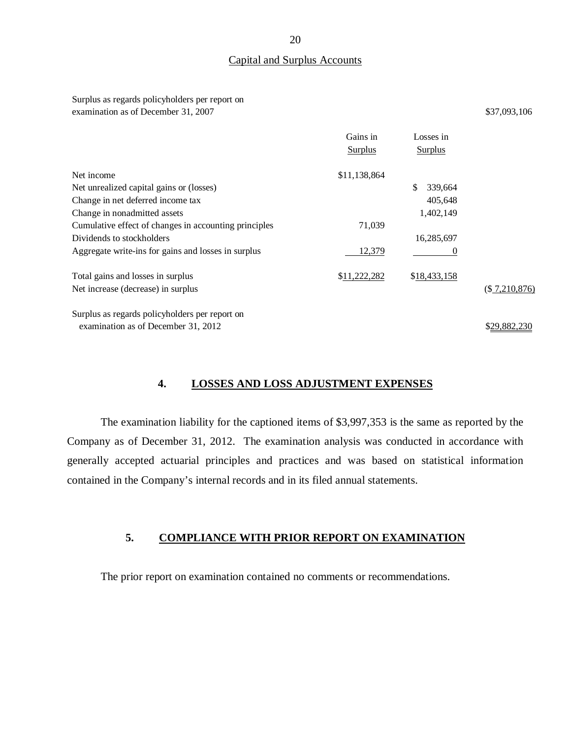## Capital and Surplus Accounts

| | Gains in Surplus | Losses in Surplus | |
|---|---|---|---|
| Surplus as regards policyholders per report on examination as of December 31, 2007 | | | $37,093,106 |
| Net income | $11,138,864 | | |
| Net unrealized capital gains or (losses) | | $ 339,664 | |
| Change in net deferred income tax | | 405,648 | |
| Change in nonadmitted assets | | 1,402,149 | |
| Cumulative effect of changes in accounting principles | 71,039 | | |
| Dividends to stockholders | | 16,285,697 | |
| Aggregate write-ins for gains and losses in surplus | 12,379 | 0 | |
| Total gains and losses in surplus | $11,222,282 | $18,433,158 | |
| Net increase (decrease) in surplus | | | ($ 7,210,876) |
| Surplus as regards policyholders per report on examination as of December 31, 2012 | | | $29,882,230 |

## 4. LOSSES AND LOSS ADJUSTMENT EXPENSES

The examination liability for the captioned items of $3,997,353 is the same as reported by the Company as of December 31, 2012. The examination analysis was conducted in accordance with generally accepted actuarial principles and practices and was based on statistical information contained in the Company's internal records and in its filed annual statements.

## 5. COMPLIANCE WITH PRIOR REPORT ON EXAMINATION

The prior report on examination contained no comments or recommendations.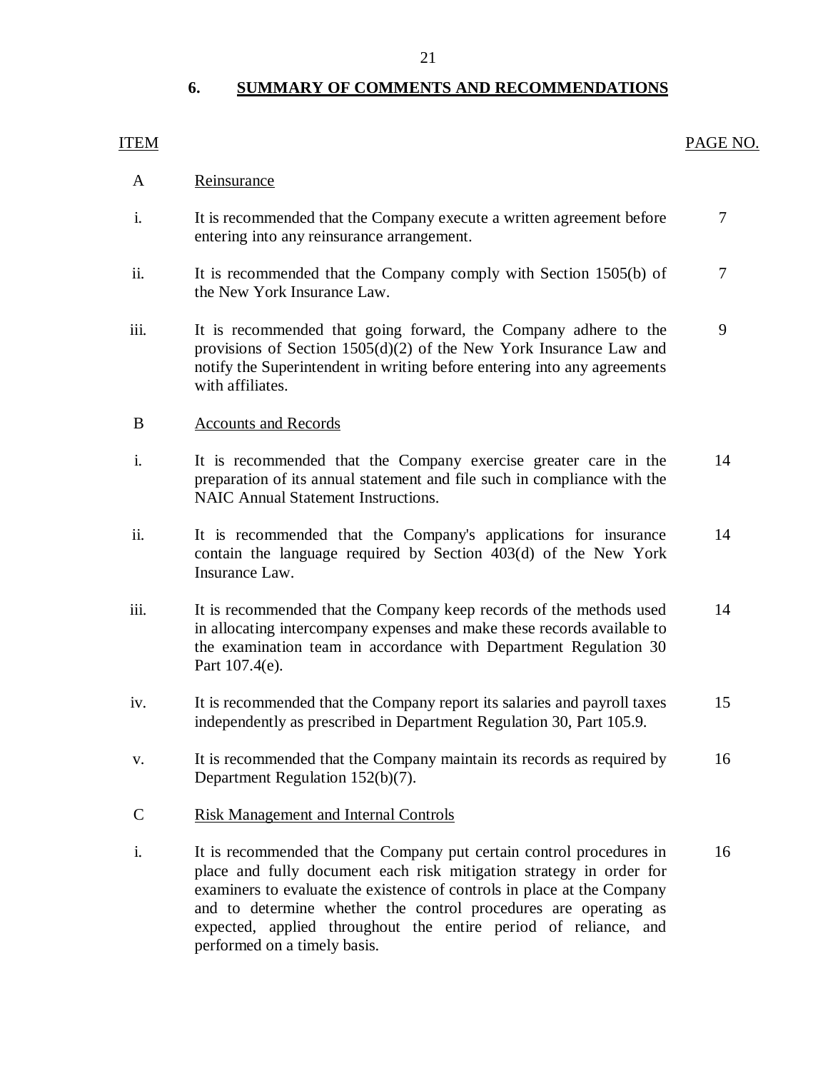## 6. SUMMARY OF COMMENTS AND RECOMMENDATIONS

| ITEM | | PAGE NO. |
|---|---|---|
| A | Reinsurance | |
| i. | It is recommended that the Company execute a written agreement before entering into any reinsurance arrangement. | 7 |
| ii. | It is recommended that the Company comply with Section 1505(b) of the New York Insurance Law. | 7 |
| iii. | It is recommended that going forward, the Company adhere to the provisions of Section 1505(d)(2) of the New York Insurance Law and notify the Superintendent in writing before entering into any agreements with affiliates. | 9 |
| B | Accounts and Records | |
| i. | It is recommended that the Company exercise greater care in the preparation of its annual statement and file such in compliance with the NAIC Annual Statement Instructions. | 14 |
| ii. | It is recommended that the Company's applications for insurance contain the language required by Section 403(d) of the New York Insurance Law. | 14 |
| iii. | It is recommended that the Company keep records of the methods used in allocating intercompany expenses and make these records available to the examination team in accordance with Department Regulation 30 Part 107.4(e). | 14 |
| iv. | It is recommended that the Company report its salaries and payroll taxes independently as prescribed in Department Regulation 30, Part 105.9. | 15 |
| v. | It is recommended that the Company maintain its records as required by Department Regulation 152(b)(7). | 16 |
| C | Risk Management and Internal Controls | |
| i. | It is recommended that the Company put certain control procedures in place and fully document each risk mitigation strategy in order for examiners to evaluate the existence of controls in place at the Company and to determine whether the control procedures are operating as expected, applied throughout the entire period of reliance, and performed on a timely basis. | 16 |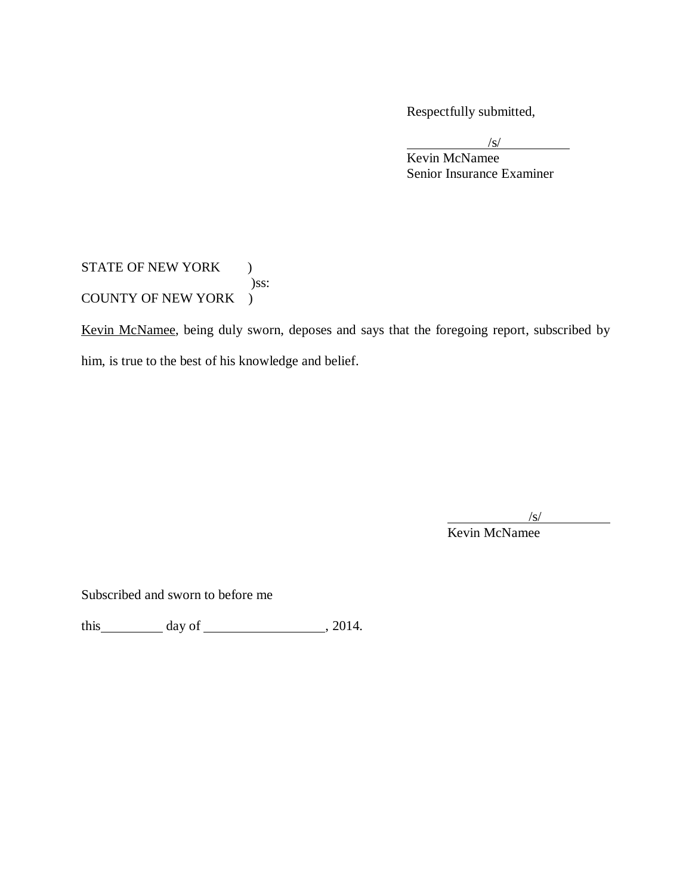Respectfully submitted,

/s/
Kevin McNamee
Senior Insurance Examiner

STATE OF NEW YORK )
)ss:
COUNTY OF NEW YORK )

Kevin McNamee, being duly sworn, deposes and says that the foregoing report, subscribed by him, is true to the best of his knowledge and belief.

/s/
Kevin McNamee

Subscribed and sworn to before me

this\_\_\_\_\_\_\_\_\_ day of \_\_\_\_\_\_\_\_\_\_\_\_\_\_\_\_\_, 2014.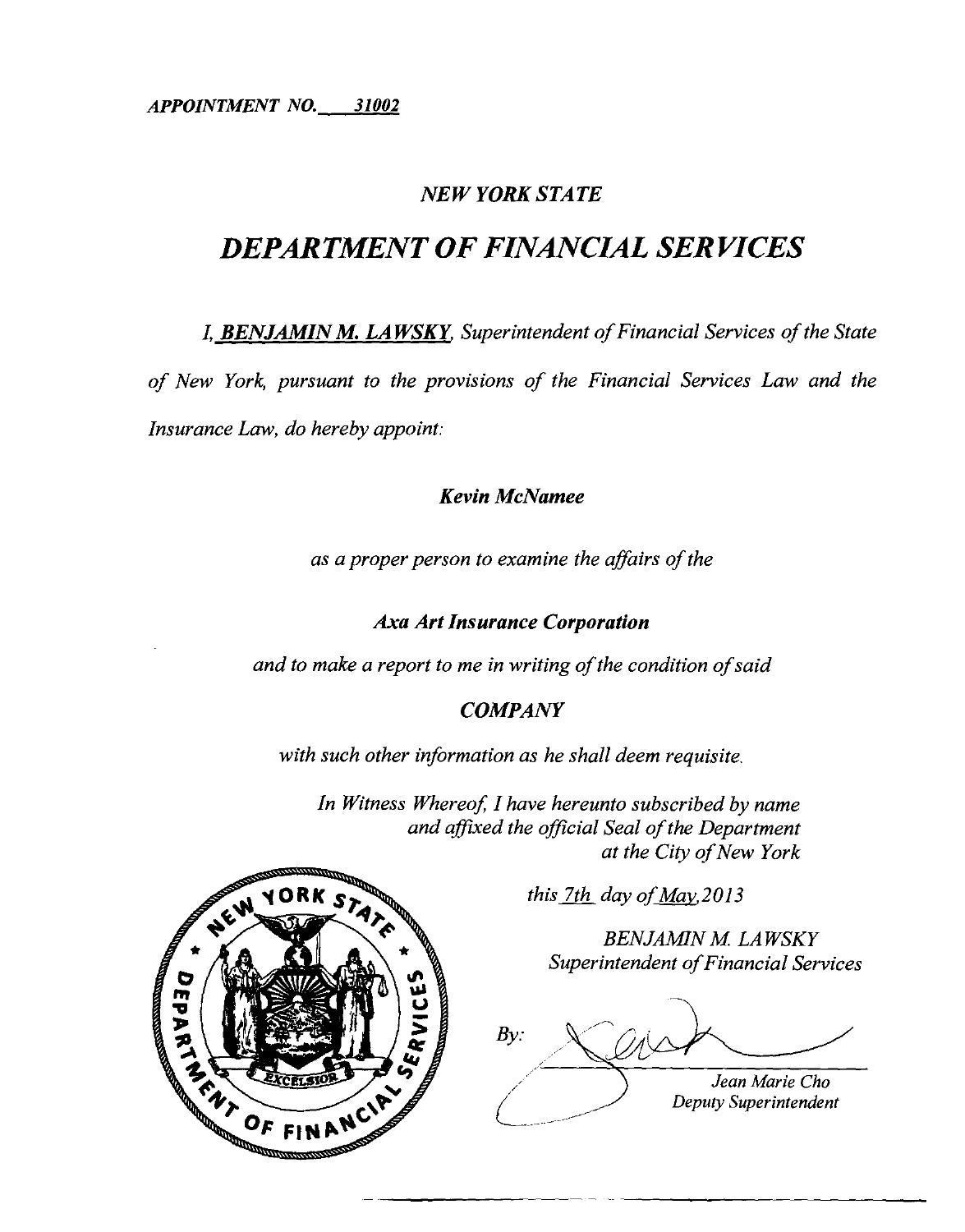*APPOINTMENT NO. 31002*

## *NEW YORK STATE*

# *DEPARTMENT OF FINANCIAL SERVICES*

*I, **BENJAMIN M. LAWSKY**, Superintendent of Financial Services of the State of New York, pursuant to the provisions of the Financial Services Law and the Insurance Law, do hereby appoint:*

***Kevin McNamee***

*as a proper person to examine the affairs of the*

***Axa Art Insurance Corporation***

*and to make a report to me in writing of the condition of said*

***COMPANY***

*with such other information as he shall deem requisite.*

*In Witness Whereof, I have hereunto subscribed by name and affixed the official Seal of the Department at the City of New York*

*this 7th day of May, 2013*

*BENJAMIN M. LAWSKY*
*Superintendent of Financial Services*

*By:*

*Jean Marie Cho*
*Deputy Superintendent*